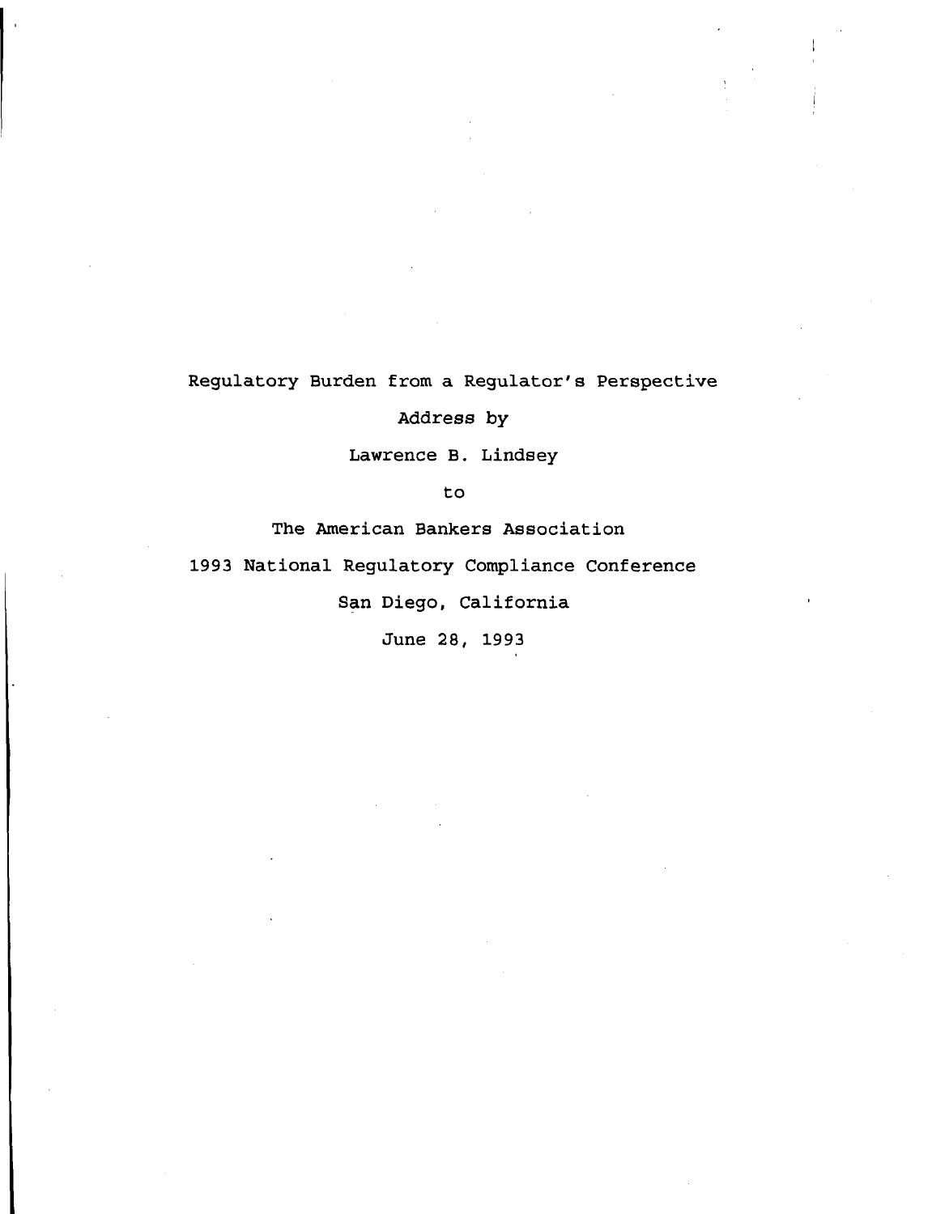# Regulatory Burden from a Regulator's Perspective

Address by

Lawrence B. Lindsey

to

The American Bankers Association

1993 National Regulatory Compliance Conference

San Diego, California

June 28, 1993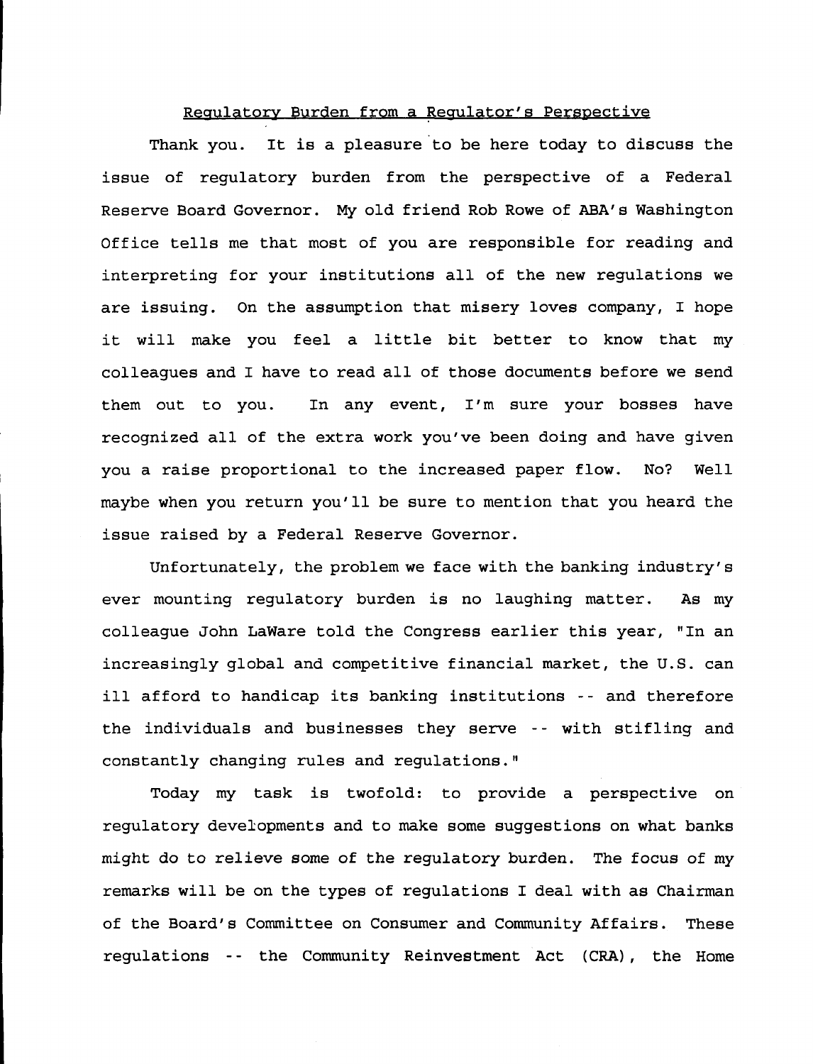## Regulatory Burden from a Regulator's Perspective

Thank you. It is a pleasure to be here today to discuss the issue of regulatory burden from the perspective of a Federal Reserve Board Governor. My old friend Rob Rowe of ABA's Washington Office tells me that most of you are responsible for reading and interpreting for your institutions all of the new regulations we are issuing. On the assumption that misery loves company, I hope it will make you feel a little bit better to know that my colleagues and I have to read all of those documents before we send them out to you. In any event, I'm sure your bosses have recognized all of the extra work you've been doing and have given you a raise proportional to the increased paper flow. No? Well maybe when you return you'll be sure to mention that you heard the issue raised by a Federal Reserve Governor.

Unfortunately, the problem we face with the banking industry's ever mounting regulatory burden is no laughing matter. As my colleague John LaWare told the Congress earlier this year, "In an increasingly global and competitive financial market, the U.S. can ill afford to handicap its banking institutions -- and therefore the individuals and businesses they serve -- with stifling and constantly changing rules and regulations."

Today my task is twofold: to provide a perspective on regulatory developments and to make some suggestions on what banks might do to relieve some of the regulatory burden. The focus of my remarks will be on the types of regulations I deal with as Chairman of the Board's Committee on Consumer and Community Affairs. These regulations -- the Community Reinvestment Act (CRA), the Home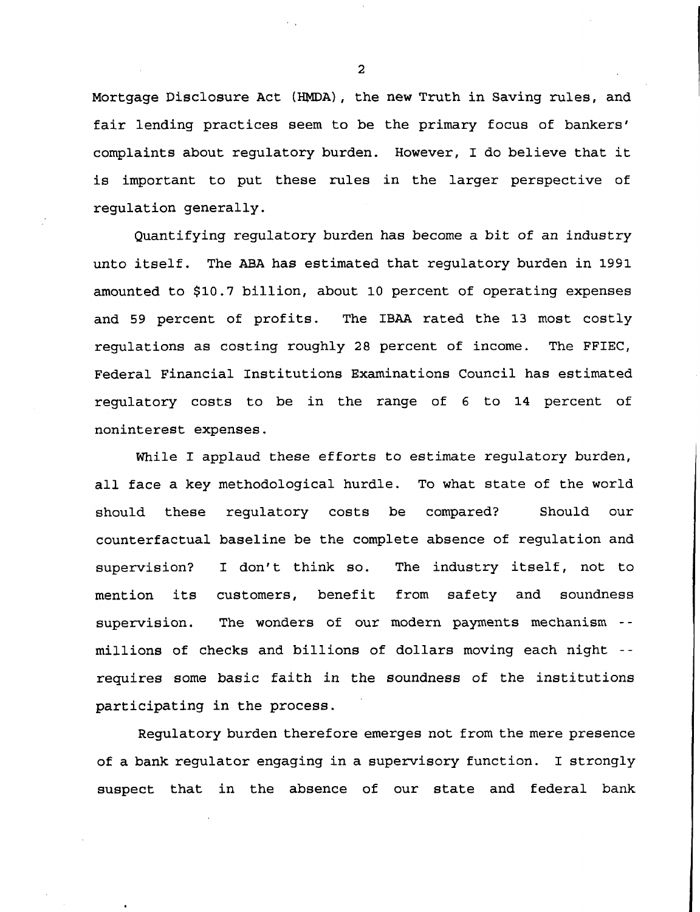Mortgage Disclosure Act (HMDA), the new Truth in Saving rules, and fair lending practices seem to be the primary focus of bankers' complaints about regulatory burden. However, I do believe that it is important to put these rules in the larger perspective of regulation generally.

Quantifying regulatory burden has become a bit of an industry unto itself. The ABA has estimated that regulatory burden in 1991 amounted to $10.7 billion, about 10 percent of operating expenses and 59 percent of profits. The IBAA rated the 13 most costly regulations as costing roughly 28 percent of income. The FFIEC, Federal Financial Institutions Examinations Council has estimated regulatory costs to be in the range of 6 to 14 percent of noninterest expenses.

While I applaud these efforts to estimate regulatory burden, all face a key methodological hurdle. To what state of the world should these regulatory costs be compared? Should our counterfactual baseline be the complete absence of regulation and supervision? I don't think so. The industry itself, not to mention its customers, benefit from safety and soundness supervision. The wonders of our modern payments mechanism -- millions of checks and billions of dollars moving each night -- requires some basic faith in the soundness of the institutions participating in the process.

Regulatory burden therefore emerges not from the mere presence of a bank regulator engaging in a supervisory function. I strongly suspect that in the absence of our state and federal bank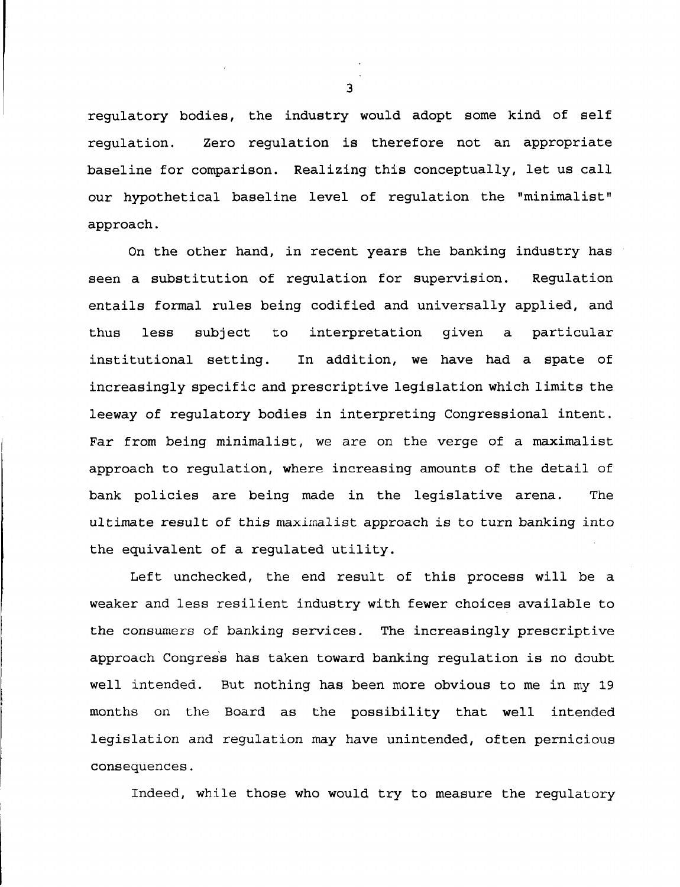regulatory bodies, the industry would adopt some kind of self regulation. Zero regulation is therefore not an appropriate baseline for comparison. Realizing this conceptually, let us call our hypothetical baseline level of regulation the "minimalist" approach.

On the other hand, in recent years the banking industry has seen a substitution of regulation for supervision. Regulation entails formal rules being codified and universally applied, and thus less subject to interpretation given a particular institutional setting. In addition, we have had a spate of increasingly specific and prescriptive legislation which limits the leeway of regulatory bodies in interpreting Congressional intent. Far from being minimalist, we are on the verge of a maximalist approach to regulation, where increasing amounts of the detail of bank policies are being made in the legislative arena. The ultimate result of this maximalist approach is to turn banking into the equivalent of a regulated utility.

Left unchecked, the end result of this process will be a weaker and less resilient industry with fewer choices available to the consumers of banking services. The increasingly prescriptive approach Congress has taken toward banking regulation is no doubt well intended. But nothing has been more obvious to me in my 19 months on the Board as the possibility that well intended legislation and regulation may have unintended, often pernicious consequences.

Indeed, while those who would try to measure the regulatory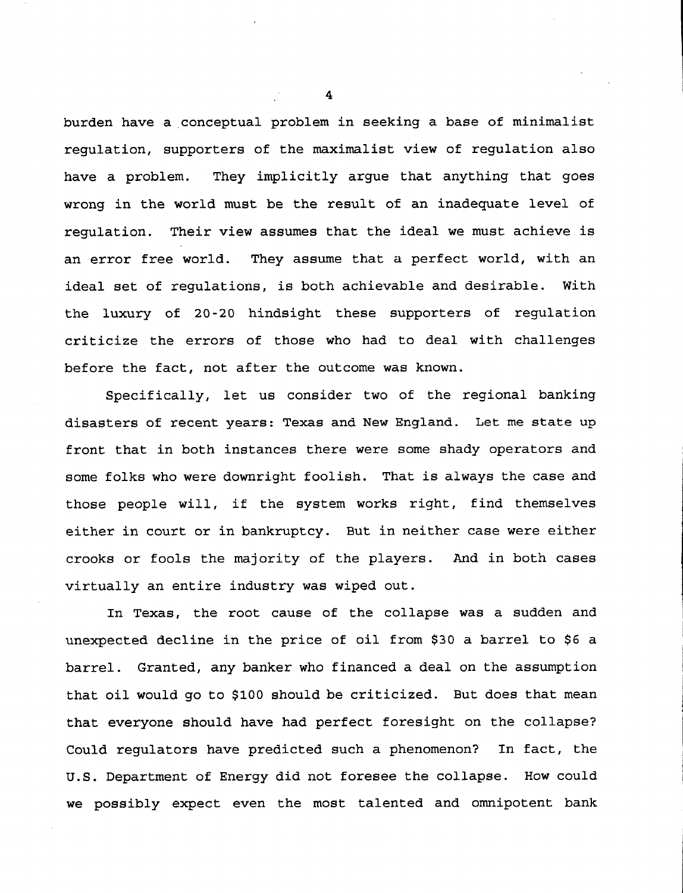burden have a conceptual problem in seeking a base of minimalist regulation, supporters of the maximalist view of regulation also have a problem. They implicitly argue that anything that goes wrong in the world must be the result of an inadequate level of regulation. Their view assumes that the ideal we must achieve is an error free world. They assume that a perfect world, with an ideal set of regulations, is both achievable and desirable. With the luxury of 20-20 hindsight these supporters of regulation criticize the errors of those who had to deal with challenges before the fact, not after the outcome was known.

Specifically, let us consider two of the regional banking disasters of recent years: Texas and New England. Let me state up front that in both instances there were some shady operators and some folks who were downright foolish. That is always the case and those people will, if the system works right, find themselves either in court or in bankruptcy. But in neither case were either crooks or fools the majority of the players. And in both cases virtually an entire industry was wiped out.

In Texas, the root cause of the collapse was a sudden and unexpected decline in the price of oil from $30 a barrel to $6 a barrel. Granted, any banker who financed a deal on the assumption that oil would go to $100 should be criticized. But does that mean that everyone should have had perfect foresight on the collapse? Could regulators have predicted such a phenomenon? In fact, the U.S. Department of Energy did not foresee the collapse. How could we possibly expect even the most talented and omnipotent bank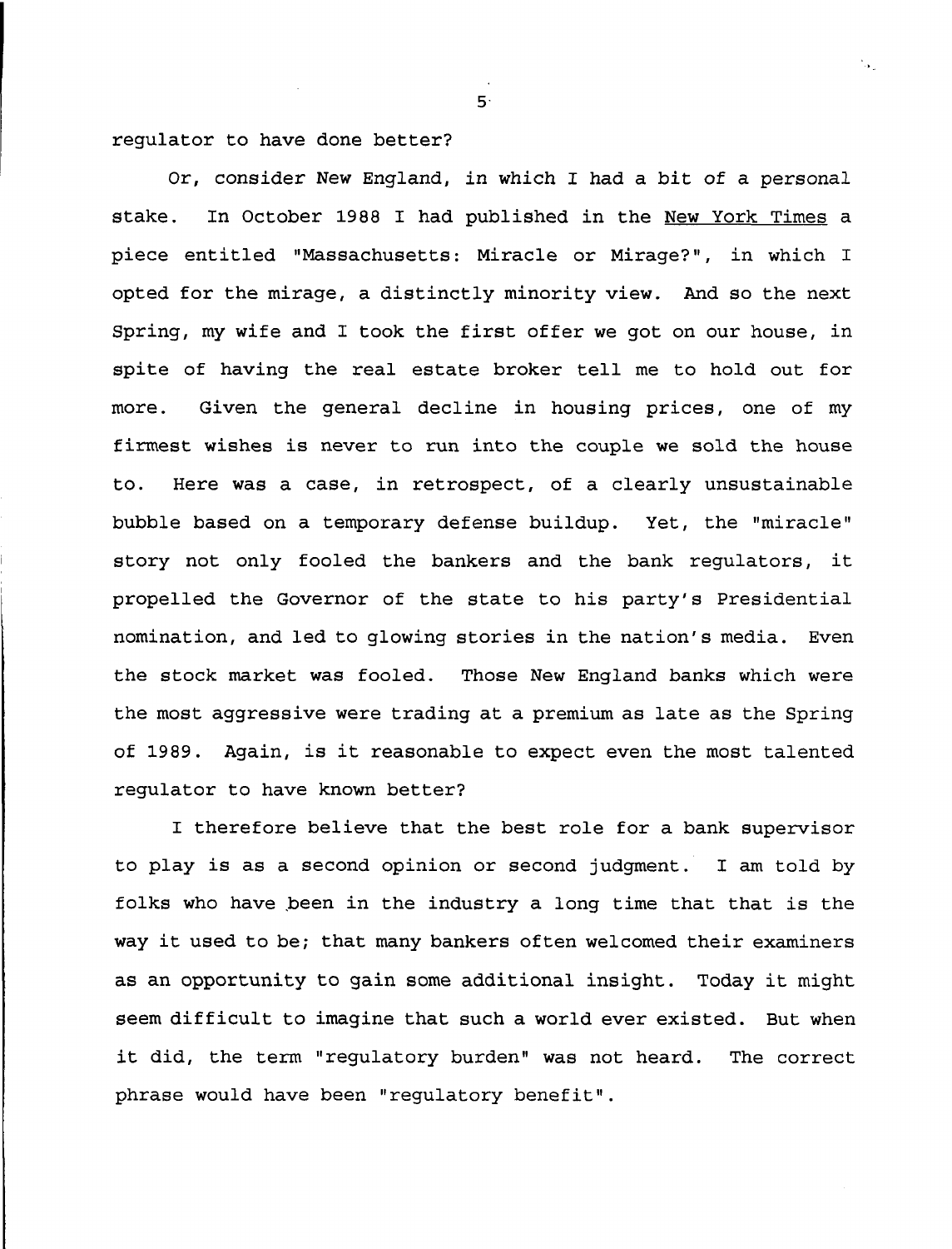regulator to have done better?

Or, consider New England, in which I had a bit of a personal stake. In October 1988 I had published in the New York Times a piece entitled "Massachusetts: Miracle or Mirage?", in which I opted for the mirage, a distinctly minority view. And so the next Spring, my wife and I took the first offer we got on our house, in spite of having the real estate broker tell me to hold out for more. Given the general decline in housing prices, one of my firmest wishes is never to run into the couple we sold the house to. Here was a case, in retrospect, of a clearly unsustainable bubble based on a temporary defense buildup. Yet, the "miracle" story not only fooled the bankers and the bank regulators, it propelled the Governor of the state to his party's Presidential nomination, and led to glowing stories in the nation's media. Even the stock market was fooled. Those New England banks which were the most aggressive were trading at a premium as late as the Spring of 1989. Again, is it reasonable to expect even the most talented regulator to have known better?

I therefore believe that the best role for a bank supervisor to play is as a second opinion or second judgment. I am told by folks who have been in the industry a long time that that is the way it used to be; that many bankers often welcomed their examiners as an opportunity to gain some additional insight. Today it might seem difficult to imagine that such a world ever existed. But when it did, the term "regulatory burden" was not heard. The correct phrase would have been "regulatory benefit".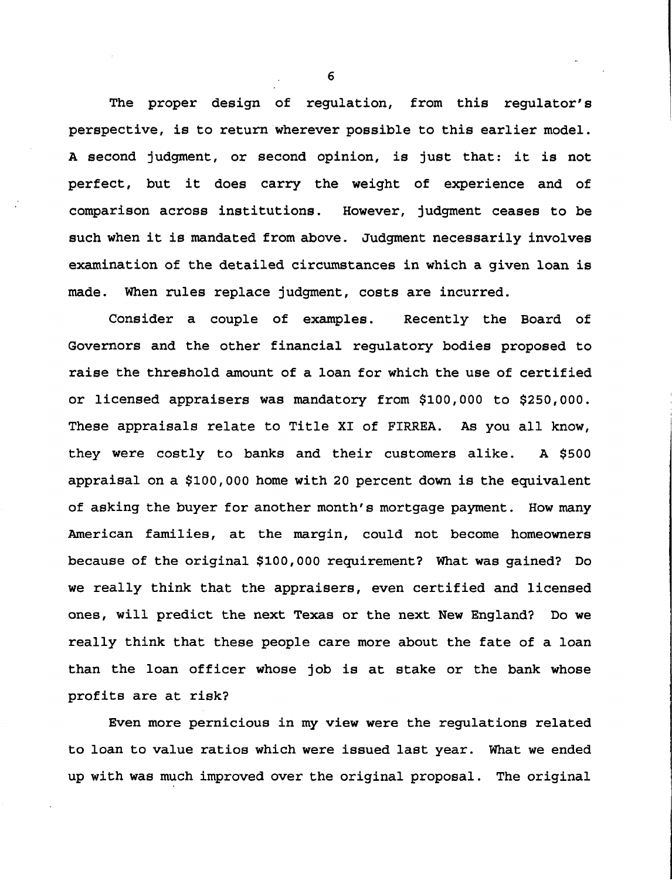The proper design of regulation, from this regulator's perspective, is to return wherever possible to this earlier model. A second judgment, or second opinion, is just that: it is not perfect, but it does carry the weight of experience and of comparison across institutions. However, judgment ceases to be such when it is mandated from above. Judgment necessarily involves examination of the detailed circumstances in which a given loan is made. When rules replace judgment, costs are incurred.

Consider a couple of examples. Recently the Board of Governors and the other financial regulatory bodies proposed to raise the threshold amount of a loan for which the use of certified or licensed appraisers was mandatory from $100,000 to $250,000. These appraisals relate to Title XI of FIRREA. As you all know, they were costly to banks and their customers alike. A $500 appraisal on a $100,000 home with 20 percent down is the equivalent of asking the buyer for another month's mortgage payment. How many American families, at the margin, could not become homeowners because of the original $100,000 requirement? What was gained? Do we really think that the appraisers, even certified and licensed ones, will predict the next Texas or the next New England? Do we really think that these people care more about the fate of a loan than the loan officer whose job is at stake or the bank whose profits are at risk?

Even more pernicious in my view were the regulations related to loan to value ratios which were issued last year. What we ended up with was much improved over the original proposal. The original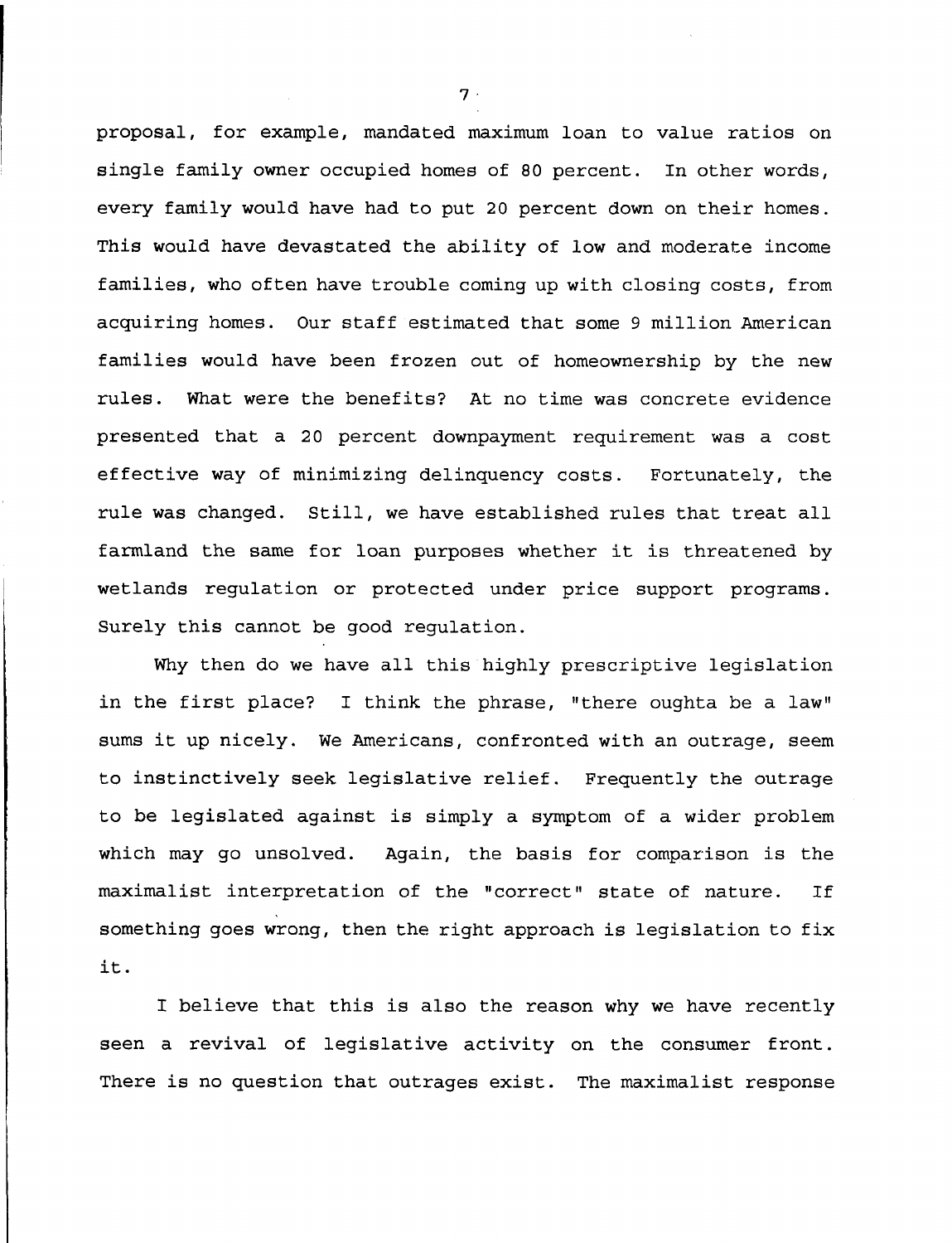proposal, for example, mandated maximum loan to value ratios on single family owner occupied homes of 80 percent. In other words, every family would have had to put 20 percent down on their homes. This would have devastated the ability of low and moderate income families, who often have trouble coming up with closing costs, from acquiring homes. Our staff estimated that some 9 million American families would have been frozen out of homeownership by the new rules. What were the benefits? At no time was concrete evidence presented that a 20 percent downpayment requirement was a cost effective way of minimizing delinquency costs. Fortunately, the rule was changed. Still, we have established rules that treat all farmland the same for loan purposes whether it is threatened by wetlands regulation or protected under price support programs. Surely this cannot be good regulation.

Why then do we have all this highly prescriptive legislation in the first place? I think the phrase, "there oughta be a law" sums it up nicely. We Americans, confronted with an outrage, seem to instinctively seek legislative relief. Frequently the outrage to be legislated against is simply a symptom of a wider problem which may go unsolved. Again, the basis for comparison is the maximalist interpretation of the "correct" state of nature. If something goes wrong, then the right approach is legislation to fix it.

I believe that this is also the reason why we have recently seen a revival of legislative activity on the consumer front. There is no question that outrages exist. The maximalist response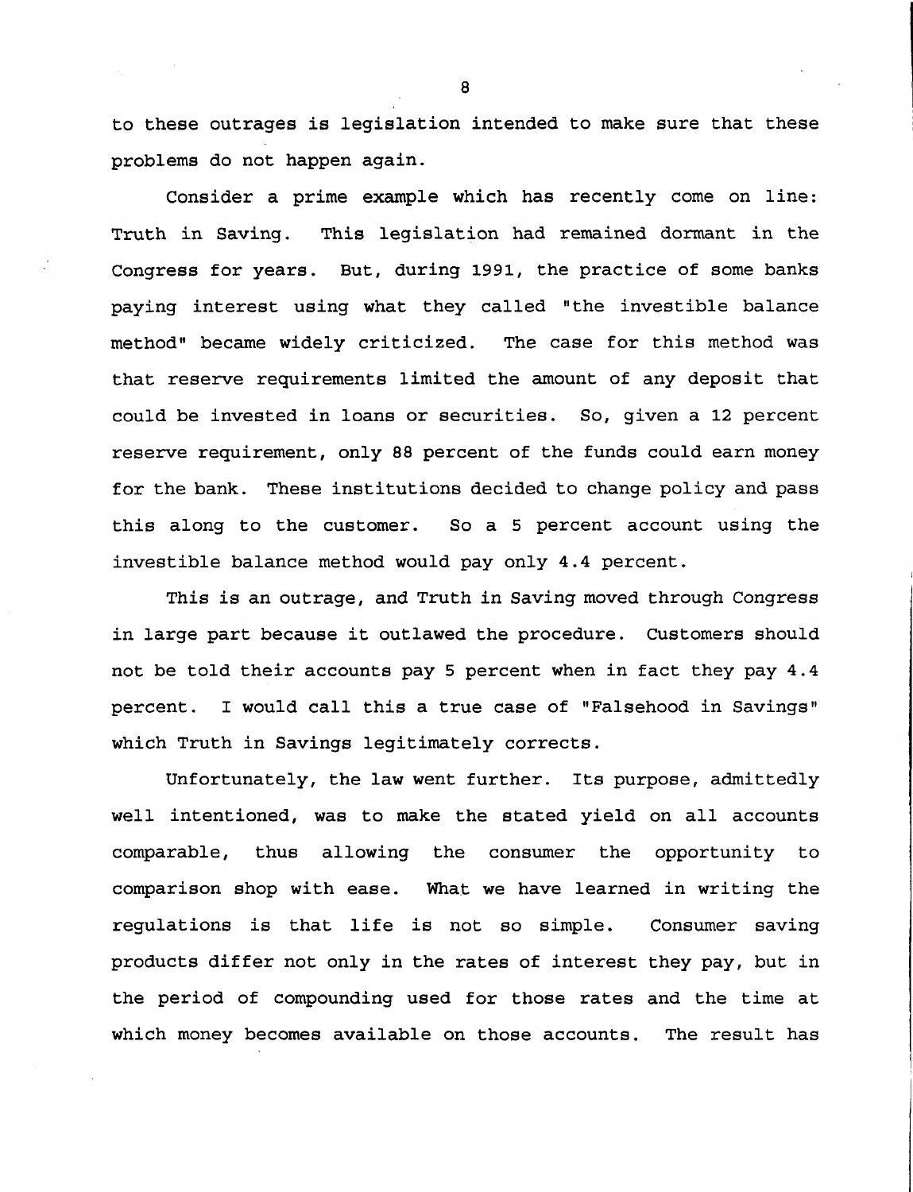to these outrages is legislation intended to make sure that these problems do not happen again.

Consider a prime example which has recently come on line: Truth in Saving. This legislation had remained dormant in the Congress for years. But, during 1991, the practice of some banks paying interest using what they called "the investible balance method" became widely criticized. The case for this method was that reserve requirements limited the amount of any deposit that could be invested in loans or securities. So, given a 12 percent reserve requirement, only 88 percent of the funds could earn money for the bank. These institutions decided to change policy and pass this along to the customer. So a 5 percent account using the investible balance method would pay only 4.4 percent.

This is an outrage, and Truth in Saving moved through Congress in large part because it outlawed the procedure. Customers should not be told their accounts pay 5 percent when in fact they pay 4.4 percent. I would call this a true case of "Falsehood in Savings" which Truth in Savings legitimately corrects.

Unfortunately, the law went further. Its purpose, admittedly well intentioned, was to make the stated yield on all accounts comparable, thus allowing the consumer the opportunity to comparison shop with ease. What we have learned in writing the regulations is that life is not so simple. Consumer saving products differ not only in the rates of interest they pay, but in the period of compounding used for those rates and the time at which money becomes available on those accounts. The result has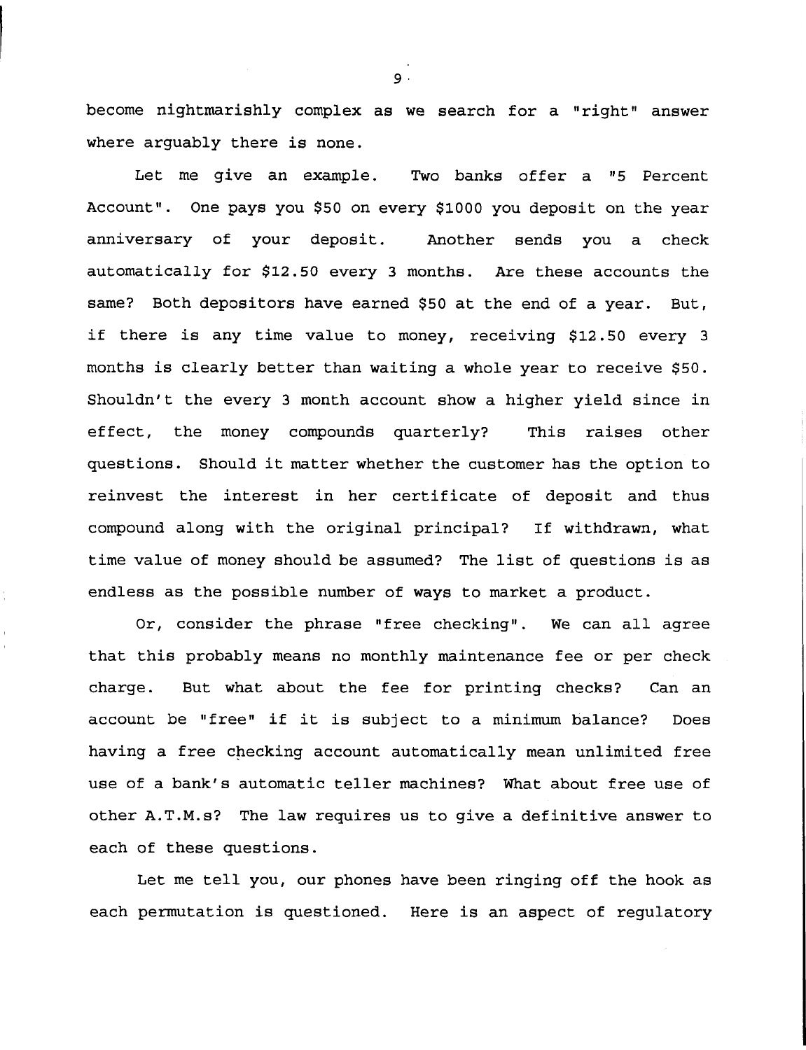become nightmarishly complex as we search for a "right" answer where arguably there is none.

Let me give an example. Two banks offer a "5 Percent Account". One pays you $50 on every $1000 you deposit on the year anniversary of your deposit. Another sends you a check automatically for $12.50 every 3 months. Are these accounts the same? Both depositors have earned $50 at the end of a year. But, if there is any time value to money, receiving $12.50 every 3 months is clearly better than waiting a whole year to receive $50. Shouldn't the every 3 month account show a higher yield since in effect, the money compounds quarterly? This raises other questions. Should it matter whether the customer has the option to reinvest the interest in her certificate of deposit and thus compound along with the original principal? If withdrawn, what time value of money should be assumed? The list of questions is as endless as the possible number of ways to market a product.

Or, consider the phrase "free checking". We can all agree that this probably means no monthly maintenance fee or per check charge. But what about the fee for printing checks? Can an account be "free" if it is subject to a minimum balance? Does having a free checking account automatically mean unlimited free use of a bank's automatic teller machines? What about free use of other A.T.M.s? The law requires us to give a definitive answer to each of these questions.

Let me tell you, our phones have been ringing off the hook as each permutation is questioned. Here is an aspect of regulatory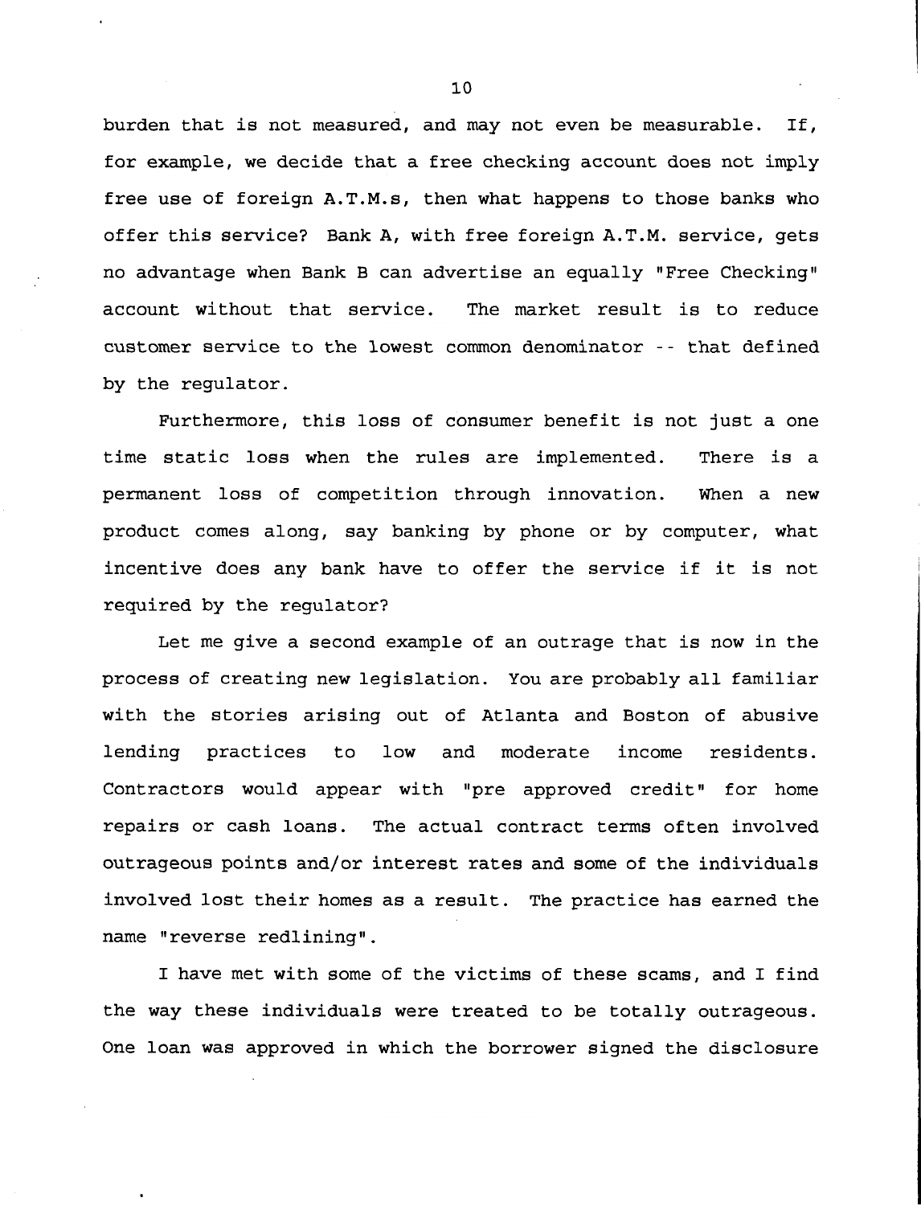burden that is not measured, and may not even be measurable. If, for example, we decide that a free checking account does not imply free use of foreign A.T.M.s, then what happens to those banks who offer this service? Bank A, with free foreign A.T.M. service, gets no advantage when Bank B can advertise an equally "Free Checking" account without that service. The market result is to reduce customer service to the lowest common denominator -- that defined by the regulator.

Furthermore, this loss of consumer benefit is not just a one time static loss when the rules are implemented. There is a permanent loss of competition through innovation. When a new product comes along, say banking by phone or by computer, what incentive does any bank have to offer the service if it is not required by the regulator?

Let me give a second example of an outrage that is now in the process of creating new legislation. You are probably all familiar with the stories arising out of Atlanta and Boston of abusive lending practices to low and moderate income residents. Contractors would appear with "pre approved credit" for home repairs or cash loans. The actual contract terms often involved outrageous points and/or interest rates and some of the individuals involved lost their homes as a result. The practice has earned the name "reverse redlining".

I have met with some of the victims of these scams, and I find the way these individuals were treated to be totally outrageous. One loan was approved in which the borrower signed the disclosure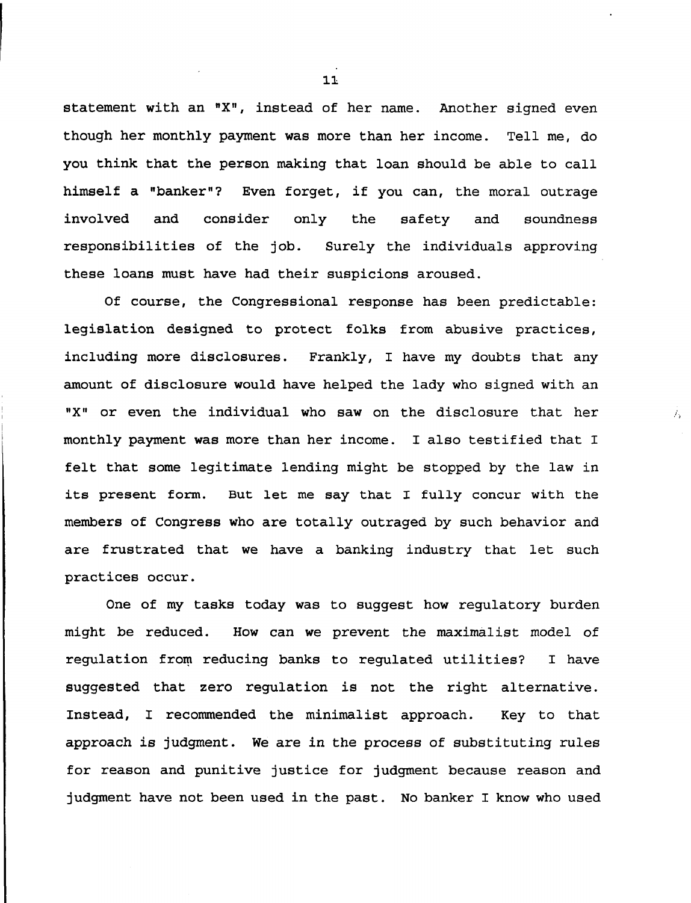statement with an "X", instead of her name. Another signed even though her monthly payment was more than her income. Tell me, do you think that the person making that loan should be able to call himself a "banker"? Even forget, if you can, the moral outrage involved and consider only the safety and soundness responsibilities of the job. Surely the individuals approving these loans must have had their suspicions aroused.

Of course, the Congressional response has been predictable: legislation designed to protect folks from abusive practices, including more disclosures. Frankly, I have my doubts that any amount of disclosure would have helped the lady who signed with an "X" or even the individual who saw on the disclosure that her monthly payment was more than her income. I also testified that I felt that some legitimate lending might be stopped by the law in its present form. But let me say that I fully concur with the members of Congress who are totally outraged by such behavior and are frustrated that we have a banking industry that let such practices occur.

One of my tasks today was to suggest how regulatory burden might be reduced. How can we prevent the maximalist model of regulation from reducing banks to regulated utilities? I have suggested that zero regulation is not the right alternative. Instead, I recommended the minimalist approach. Key to that approach is judgment. We are in the process of substituting rules for reason and punitive justice for judgment because reason and judgment have not been used in the past. No banker I know who used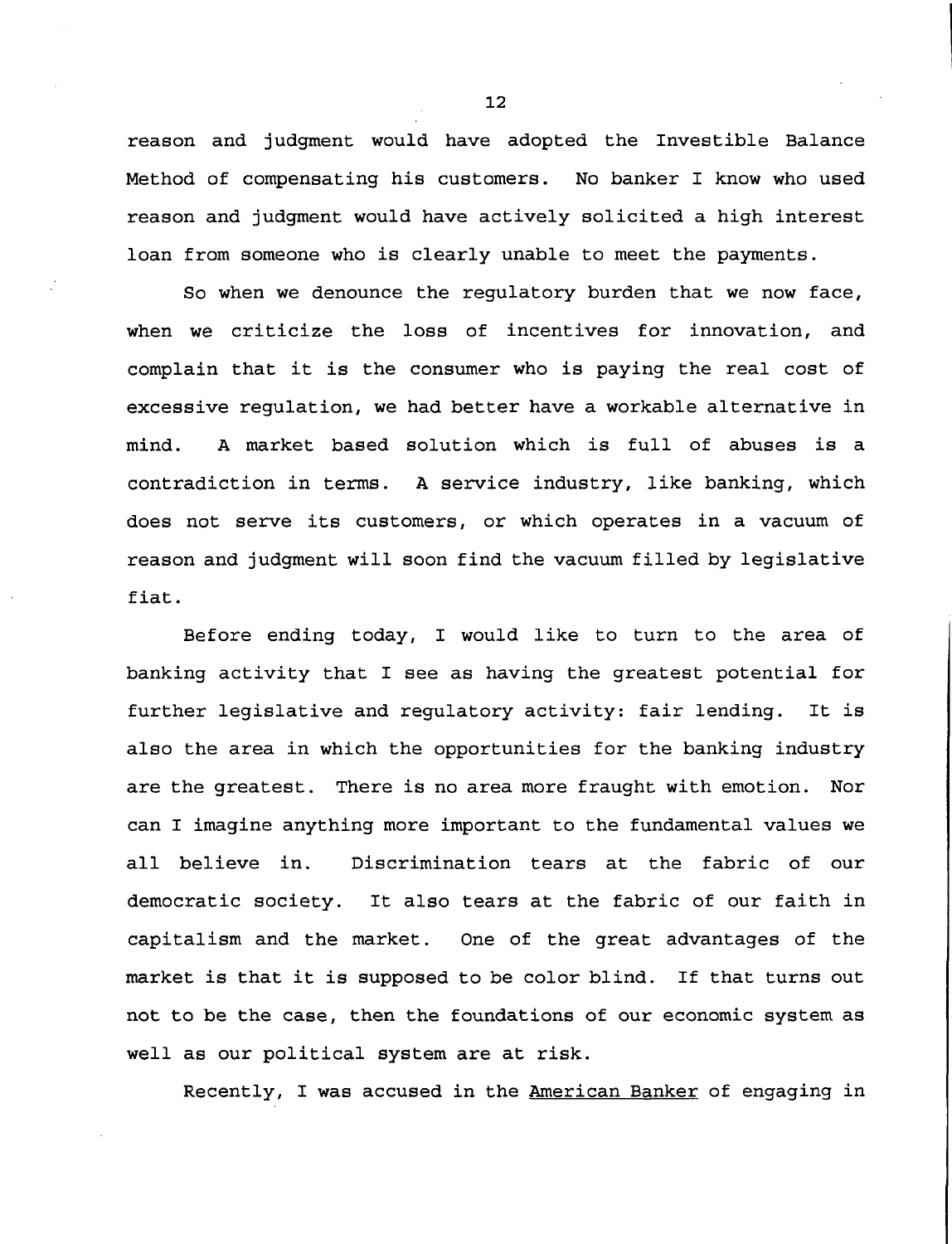reason and judgment would have adopted the Investible Balance Method of compensating his customers. No banker I know who used reason and judgment would have actively solicited a high interest loan from someone who is clearly unable to meet the payments.

So when we denounce the regulatory burden that we now face, when we criticize the loss of incentives for innovation, and complain that it is the consumer who is paying the real cost of excessive regulation, we had better have a workable alternative in mind. A market based solution which is full of abuses is a contradiction in terms. A service industry, like banking, which does not serve its customers, or which operates in a vacuum of reason and judgment will soon find the vacuum filled by legislative fiat.

Before ending today, I would like to turn to the area of banking activity that I see as having the greatest potential for further legislative and regulatory activity: fair lending. It is also the area in which the opportunities for the banking industry are the greatest. There is no area more fraught with emotion. Nor can I imagine anything more important to the fundamental values we all believe in. Discrimination tears at the fabric of our democratic society. It also tears at the fabric of our faith in capitalism and the market. One of the great advantages of the market is that it is supposed to be color blind. If that turns out not to be the case, then the foundations of our economic system as well as our political system are at risk.

Recently, I was accused in the American Banker of engaging in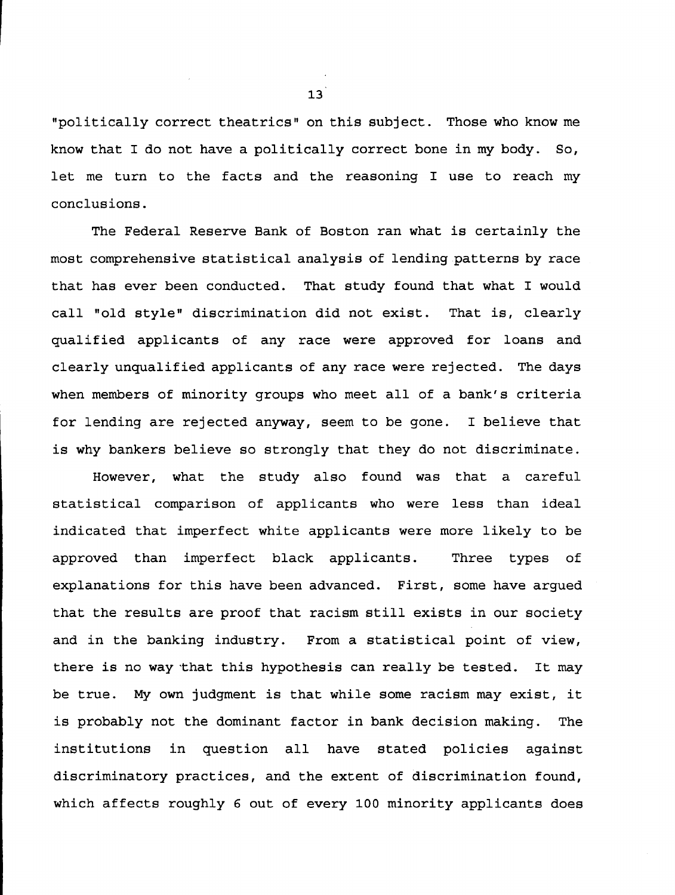"politically correct theatrics" on this subject. Those who know me know that I do not have a politically correct bone in my body. So, let me turn to the facts and the reasoning I use to reach my conclusions.

The Federal Reserve Bank of Boston ran what is certainly the most comprehensive statistical analysis of lending patterns by race that has ever been conducted. That study found that what I would call "old style" discrimination did not exist. That is, clearly qualified applicants of any race were approved for loans and clearly unqualified applicants of any race were rejected. The days when members of minority groups who meet all of a bank's criteria for lending are rejected anyway, seem to be gone. I believe that is why bankers believe so strongly that they do not discriminate.

However, what the study also found was that a careful statistical comparison of applicants who were less than ideal indicated that imperfect white applicants were more likely to be approved than imperfect black applicants. Three types of explanations for this have been advanced. First, some have argued that the results are proof that racism still exists in our society and in the banking industry. From a statistical point of view, there is no way that this hypothesis can really be tested. It may be true. My own judgment is that while some racism may exist, it is probably not the dominant factor in bank decision making. The institutions in question all have stated policies against discriminatory practices, and the extent of discrimination found, which affects roughly 6 out of every 100 minority applicants does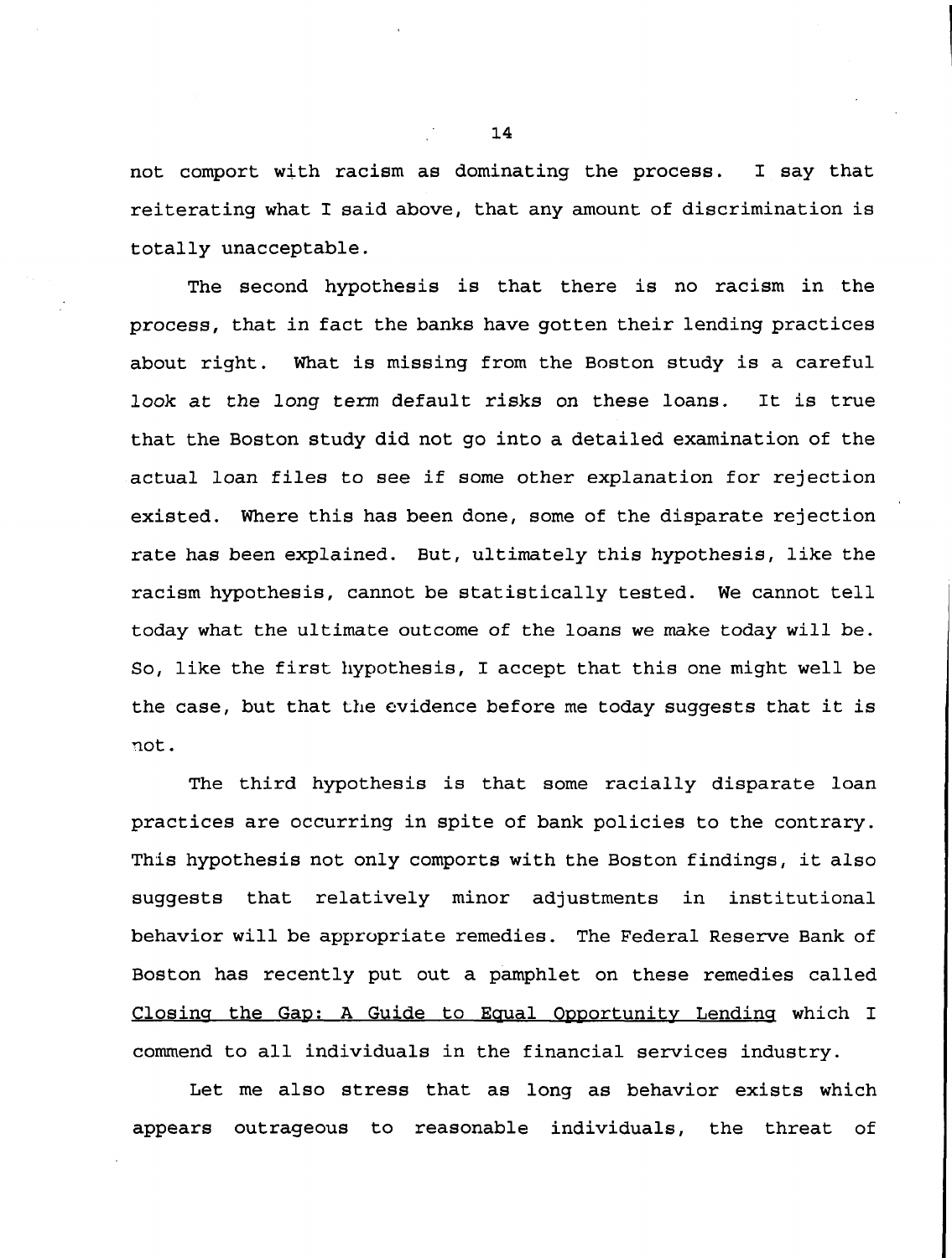not comport with racism as dominating the process. I say that reiterating what I said above, that any amount of discrimination is totally unacceptable.

The second hypothesis is that there is no racism in the process, that in fact the banks have gotten their lending practices about right. What is missing from the Boston study is a careful look at the long term default risks on these loans. It is true that the Boston study did not go into a detailed examination of the actual loan files to see if some other explanation for rejection existed. Where this has been done, some of the disparate rejection rate has been explained. But, ultimately this hypothesis, like the racism hypothesis, cannot be statistically tested. We cannot tell today what the ultimate outcome of the loans we make today will be. So, like the first hypothesis, I accept that this one might well be the case, but that the evidence before me today suggests that it is not.

The third hypothesis is that some racially disparate loan practices are occurring in spite of bank policies to the contrary. This hypothesis not only comports with the Boston findings, it also suggests that relatively minor adjustments in institutional behavior will be appropriate remedies. The Federal Reserve Bank of Boston has recently put out a pamphlet on these remedies called Closing the Gap: A Guide to Equal Opportunity Lending which I commend to all individuals in the financial services industry.

Let me also stress that as long as behavior exists which appears outrageous to reasonable individuals, the threat of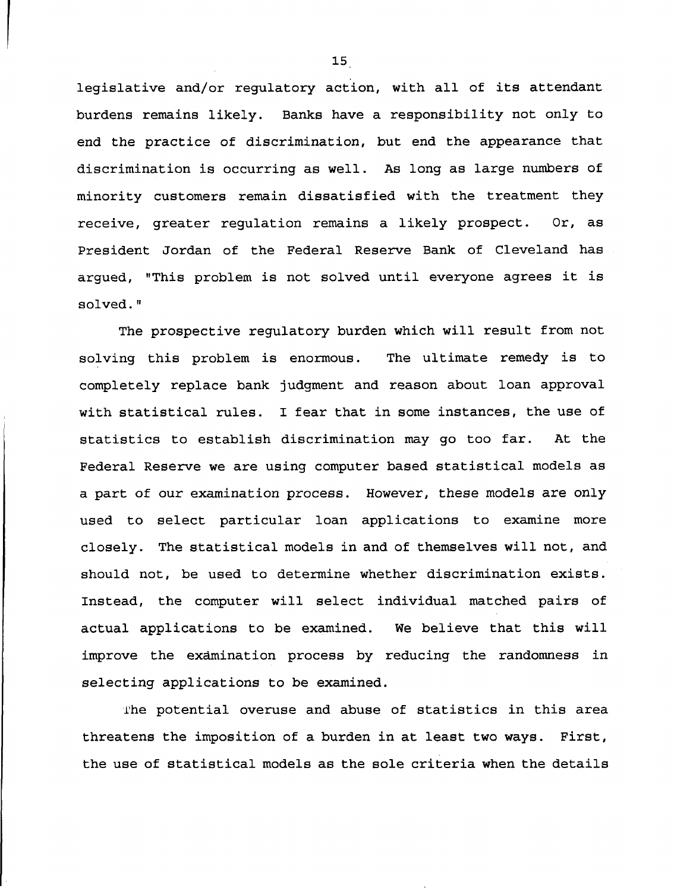legislative and/or regulatory action, with all of its attendant burdens remains likely. Banks have a responsibility not only to end the practice of discrimination, but end the appearance that discrimination is occurring as well. As long as large numbers of minority customers remain dissatisfied with the treatment they receive, greater regulation remains a likely prospect. Or, as President Jordan of the Federal Reserve Bank of Cleveland has argued, "This problem is not solved until everyone agrees it is solved."

The prospective regulatory burden which will result from not solving this problem is enormous. The ultimate remedy is to completely replace bank judgment and reason about loan approval with statistical rules. I fear that in some instances, the use of statistics to establish discrimination may go too far. At the Federal Reserve we are using computer based statistical models as a part of our examination process. However, these models are only used to select particular loan applications to examine more closely. The statistical models in and of themselves will not, and should not, be used to determine whether discrimination exists. Instead, the computer will select individual matched pairs of actual applications to be examined. We believe that this will improve the examination process by reducing the randomness in selecting applications to be examined.

The potential overuse and abuse of statistics in this area threatens the imposition of a burden in at least two ways. First, the use of statistical models as the sole criteria when the details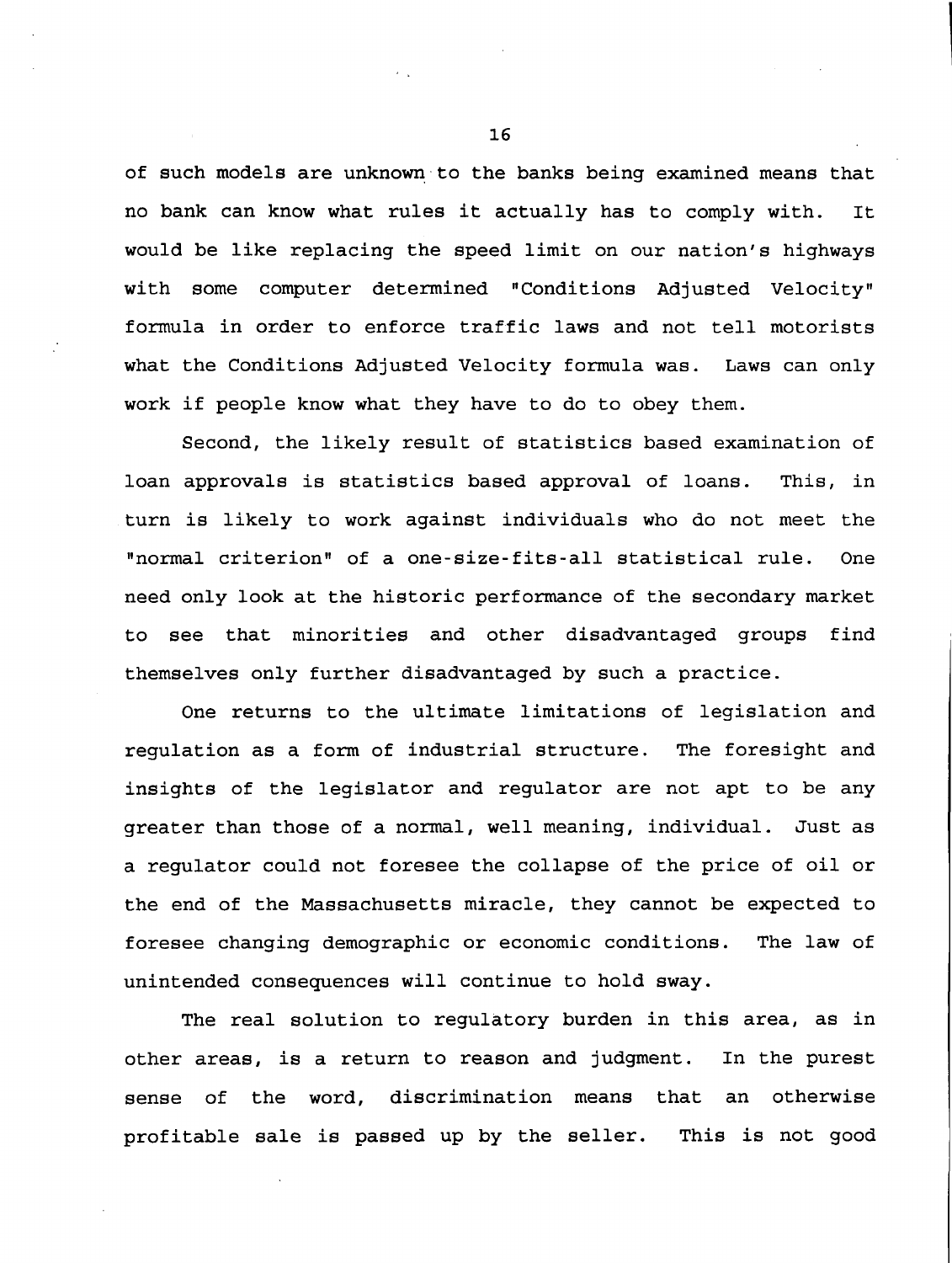of such models are unknown to the banks being examined means that no bank can know what rules it actually has to comply with. It would be like replacing the speed limit on our nation's highways with some computer determined "Conditions Adjusted Velocity" formula in order to enforce traffic laws and not tell motorists what the Conditions Adjusted Velocity formula was. Laws can only work if people know what they have to do to obey them.

Second, the likely result of statistics based examination of loan approvals is statistics based approval of loans. This, in turn is likely to work against individuals who do not meet the "normal criterion" of a one-size-fits-all statistical rule. One need only look at the historic performance of the secondary market to see that minorities and other disadvantaged groups find themselves only further disadvantaged by such a practice.

One returns to the ultimate limitations of legislation and regulation as a form of industrial structure. The foresight and insights of the legislator and regulator are not apt to be any greater than those of a normal, well meaning, individual. Just as a regulator could not foresee the collapse of the price of oil or the end of the Massachusetts miracle, they cannot be expected to foresee changing demographic or economic conditions. The law of unintended consequences will continue to hold sway.

The real solution to regulatory burden in this area, as in other areas, is a return to reason and judgment. In the purest sense of the word, discrimination means that an otherwise profitable sale is passed up by the seller. This is not good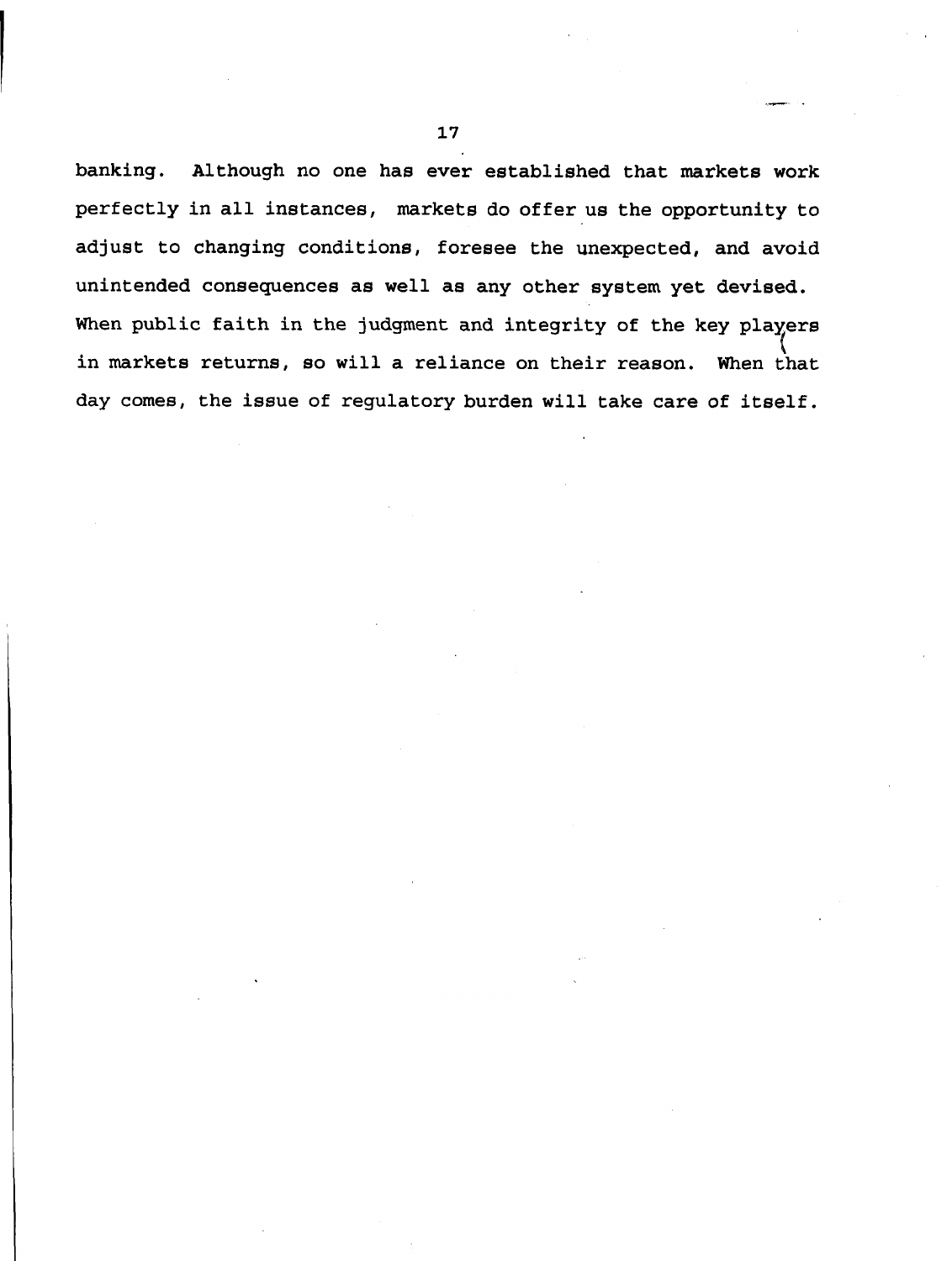banking. Although no one has ever established that markets work perfectly in all instances, markets do offer us the opportunity to adjust to changing conditions, foresee the unexpected, and avoid unintended consequences as well as any other system yet devised. When public faith in the judgment and integrity of the key players in markets returns, so will a reliance on their reason. When that day comes, the issue of regulatory burden will take care of itself.